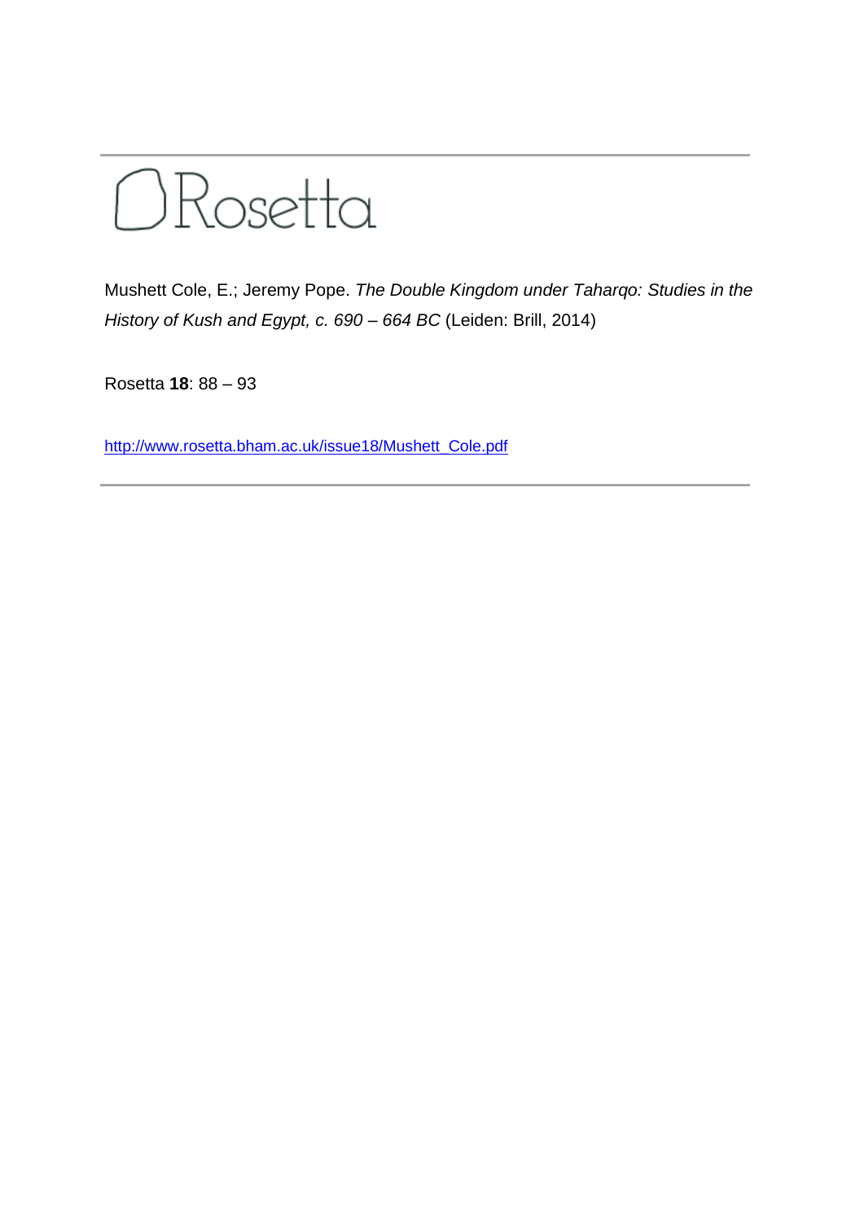Rosetta

Mushett Cole, E.; Jeremy Pope. *The Double Kingdom under Taharqo: Studies in the History of Kush and Egypt, c. 690 – 664 BC* (Leiden: Brill, 2014)

Rosetta **18**: 88 – 93

http://www.rosetta.bham.ac.uk/issue18/Mushett_Cole.pdf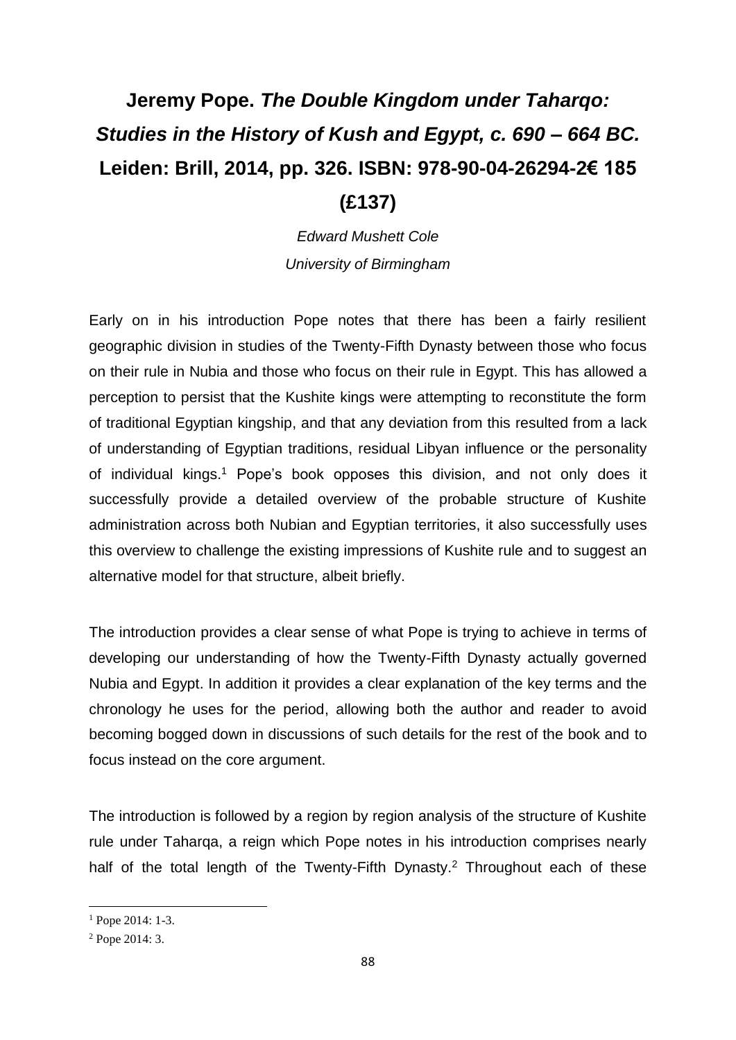# Jeremy Pope. *The Double Kingdom under Taharqo: Studies in the History of Kush and Egypt, c. 690 – 664 BC.* Leiden: Brill, 2014, pp. 326. ISBN: 978-90-04-26294-2€ 185 (£137)

*Edward Mushett Cole*

*University of Birmingham*

Early on in his introduction Pope notes that there has been a fairly resilient geographic division in studies of the Twenty-Fifth Dynasty between those who focus on their rule in Nubia and those who focus on their rule in Egypt. This has allowed a perception to persist that the Kushite kings were attempting to reconstitute the form of traditional Egyptian kingship, and that any deviation from this resulted from a lack of understanding of Egyptian traditions, residual Libyan influence or the personality of individual kings.[1] Pope's book opposes this division, and not only does it successfully provide a detailed overview of the probable structure of Kushite administration across both Nubian and Egyptian territories, it also successfully uses this overview to challenge the existing impressions of Kushite rule and to suggest an alternative model for that structure, albeit briefly.

The introduction provides a clear sense of what Pope is trying to achieve in terms of developing our understanding of how the Twenty-Fifth Dynasty actually governed Nubia and Egypt. In addition it provides a clear explanation of the key terms and the chronology he uses for the period, allowing both the author and reader to avoid becoming bogged down in discussions of such details for the rest of the book and to focus instead on the core argument.

The introduction is followed by a region by region analysis of the structure of Kushite rule under Taharqa, a reign which Pope notes in his introduction comprises nearly half of the total length of the Twenty-Fifth Dynasty.[2] Throughout each of these

[1] Pope 2014: 1-3.

[2] Pope 2014: 3.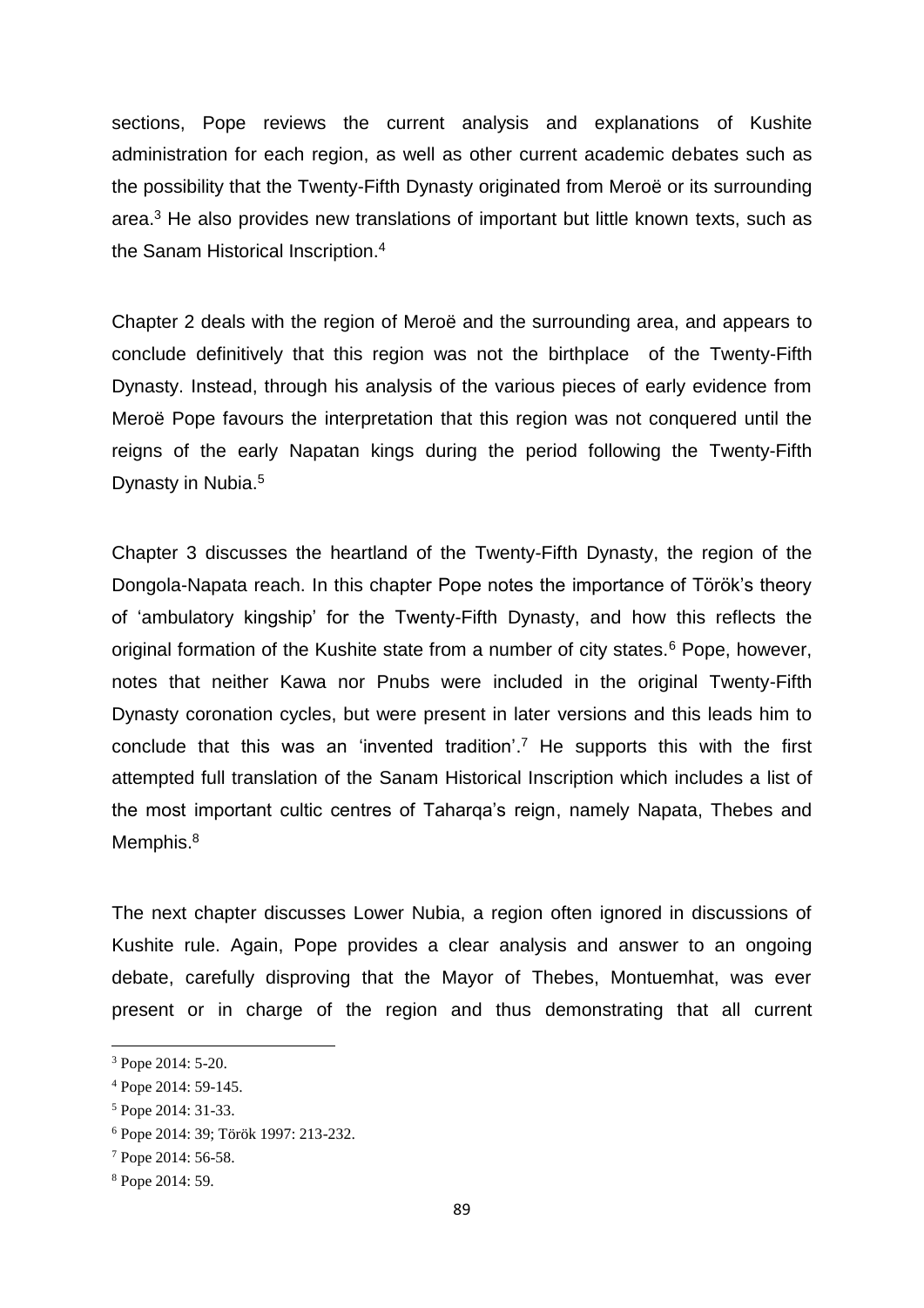sections, Pope reviews the current analysis and explanations of Kushite administration for each region, as well as other current academic debates such as the possibility that the Twenty-Fifth Dynasty originated from Meroë or its surrounding area.[3] He also provides new translations of important but little known texts, such as the Sanam Historical Inscription.[4]

Chapter 2 deals with the region of Meroë and the surrounding area, and appears to conclude definitively that this region was not the birthplace of the Twenty-Fifth Dynasty. Instead, through his analysis of the various pieces of early evidence from Meroë Pope favours the interpretation that this region was not conquered until the reigns of the early Napatan kings during the period following the Twenty-Fifth Dynasty in Nubia.[5]

Chapter 3 discusses the heartland of the Twenty-Fifth Dynasty, the region of the Dongola-Napata reach. In this chapter Pope notes the importance of Török's theory of 'ambulatory kingship' for the Twenty-Fifth Dynasty, and how this reflects the original formation of the Kushite state from a number of city states.[6] Pope, however, notes that neither Kawa nor Pnubs were included in the original Twenty-Fifth Dynasty coronation cycles, but were present in later versions and this leads him to conclude that this was an 'invented tradition'.[7] He supports this with the first attempted full translation of the Sanam Historical Inscription which includes a list of the most important cultic centres of Taharqa's reign, namely Napata, Thebes and Memphis.[8]

The next chapter discusses Lower Nubia, a region often ignored in discussions of Kushite rule. Again, Pope provides a clear analysis and answer to an ongoing debate, carefully disproving that the Mayor of Thebes, Montuemhat, was ever present or in charge of the region and thus demonstrating that all current

---

[3] Pope 2014: 5-20.

[4] Pope 2014: 59-145.

[5] Pope 2014: 31-33.

[6] Pope 2014: 39; Török 1997: 213-232.

[7] Pope 2014: 56-58.

[8] Pope 2014: 59.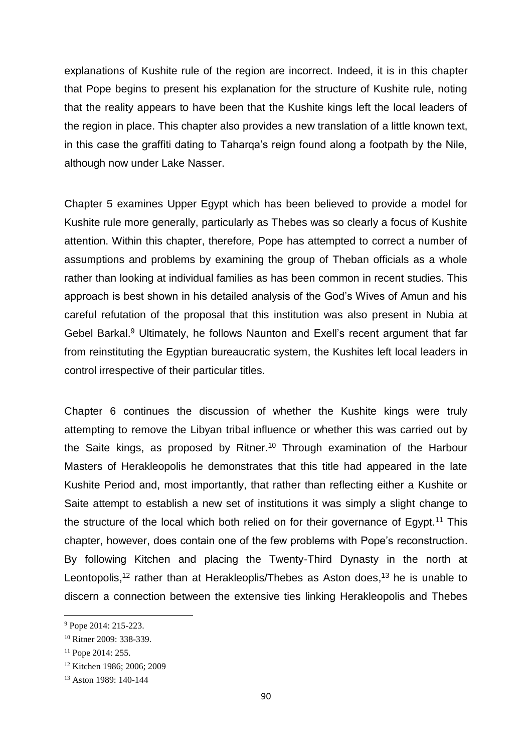explanations of Kushite rule of the region are incorrect. Indeed, it is in this chapter that Pope begins to present his explanation for the structure of Kushite rule, noting that the reality appears to have been that the Kushite kings left the local leaders of the region in place. This chapter also provides a new translation of a little known text, in this case the graffiti dating to Taharqa's reign found along a footpath by the Nile, although now under Lake Nasser.

Chapter 5 examines Upper Egypt which has been believed to provide a model for Kushite rule more generally, particularly as Thebes was so clearly a focus of Kushite attention. Within this chapter, therefore, Pope has attempted to correct a number of assumptions and problems by examining the group of Theban officials as a whole rather than looking at individual families as has been common in recent studies. This approach is best shown in his detailed analysis of the God's Wives of Amun and his careful refutation of the proposal that this institution was also present in Nubia at Gebel Barkal.[9] Ultimately, he follows Naunton and Exell's recent argument that far from reinstituting the Egyptian bureaucratic system, the Kushites left local leaders in control irrespective of their particular titles.

Chapter 6 continues the discussion of whether the Kushite kings were truly attempting to remove the Libyan tribal influence or whether this was carried out by the Saite kings, as proposed by Ritner.[10] Through examination of the Harbour Masters of Herakleopolis he demonstrates that this title had appeared in the late Kushite Period and, most importantly, that rather than reflecting either a Kushite or Saite attempt to establish a new set of institutions it was simply a slight change to the structure of the local which both relied on for their governance of Egypt.[11] This chapter, however, does contain one of the few problems with Pope's reconstruction. By following Kitchen and placing the Twenty-Third Dynasty in the north at Leontopolis,[12] rather than at Herakleoplis/Thebes as Aston does,[13] he is unable to discern a connection between the extensive ties linking Herakleopolis and Thebes

[9] Pope 2014: 215-223.

[10] Ritner 2009: 338-339.

[11] Pope 2014: 255.

[12] Kitchen 1986; 2006; 2009

[13] Aston 1989: 140-144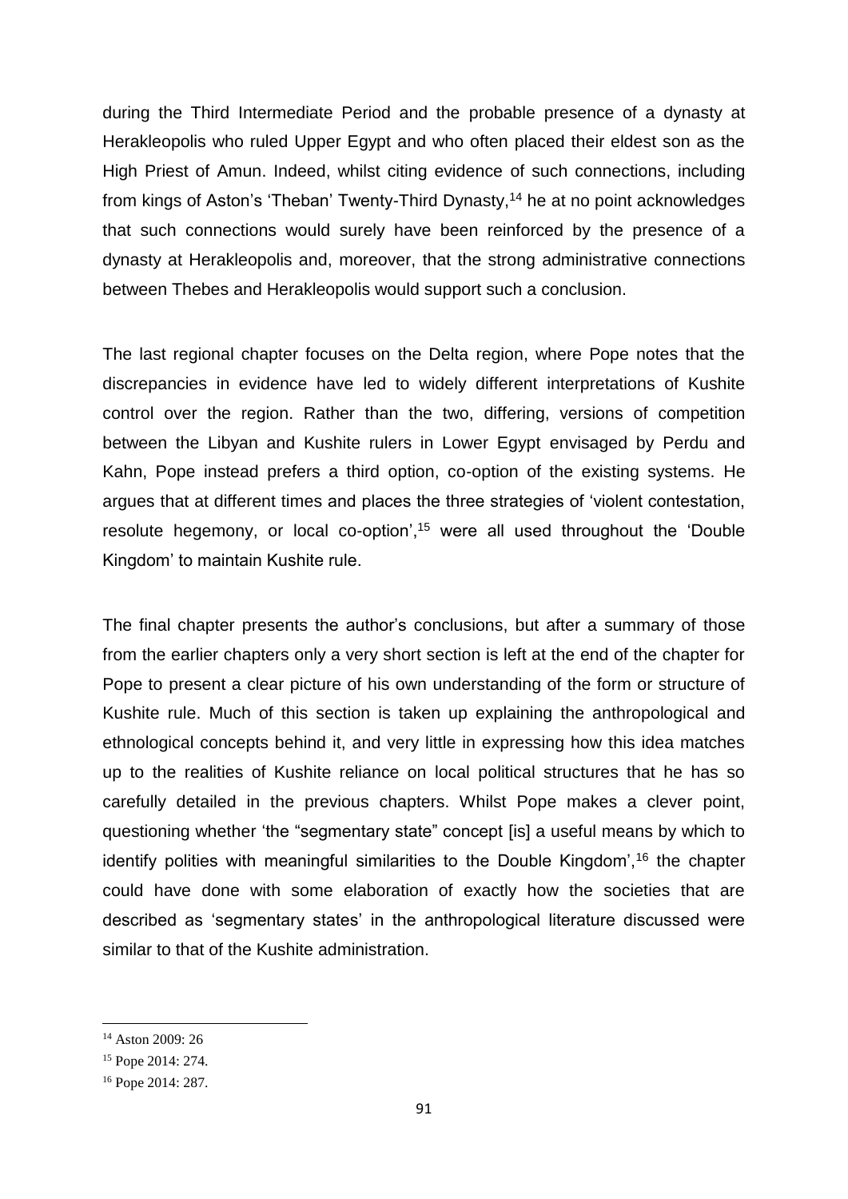during the Third Intermediate Period and the probable presence of a dynasty at Herakleopolis who ruled Upper Egypt and who often placed their eldest son as the High Priest of Amun. Indeed, whilst citing evidence of such connections, including from kings of Aston's 'Theban' Twenty-Third Dynasty,[14] he at no point acknowledges that such connections would surely have been reinforced by the presence of a dynasty at Herakleopolis and, moreover, that the strong administrative connections between Thebes and Herakleopolis would support such a conclusion.

The last regional chapter focuses on the Delta region, where Pope notes that the discrepancies in evidence have led to widely different interpretations of Kushite control over the region. Rather than the two, differing, versions of competition between the Libyan and Kushite rulers in Lower Egypt envisaged by Perdu and Kahn, Pope instead prefers a third option, co-option of the existing systems. He argues that at different times and places the three strategies of 'violent contestation, resolute hegemony, or local co-option',[15] were all used throughout the 'Double Kingdom' to maintain Kushite rule.

The final chapter presents the author's conclusions, but after a summary of those from the earlier chapters only a very short section is left at the end of the chapter for Pope to present a clear picture of his own understanding of the form or structure of Kushite rule. Much of this section is taken up explaining the anthropological and ethnological concepts behind it, and very little in expressing how this idea matches up to the realities of Kushite reliance on local political structures that he has so carefully detailed in the previous chapters. Whilst Pope makes a clever point, questioning whether 'the "segmentary state" concept [is] a useful means by which to identify polities with meaningful similarities to the Double Kingdom',[16] the chapter could have done with some elaboration of exactly how the societies that are described as 'segmentary states' in the anthropological literature discussed were similar to that of the Kushite administration.

---

[14] Aston 2009: 26

[15] Pope 2014: 274.

[16] Pope 2014: 287.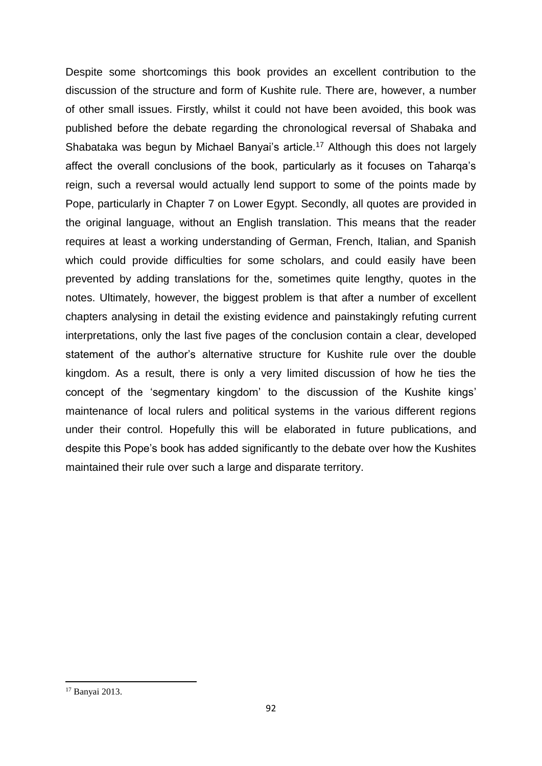Despite some shortcomings this book provides an excellent contribution to the discussion of the structure and form of Kushite rule. There are, however, a number of other small issues. Firstly, whilst it could not have been avoided, this book was published before the debate regarding the chronological reversal of Shabaka and Shabataka was begun by Michael Banyai's article.[17] Although this does not largely affect the overall conclusions of the book, particularly as it focuses on Taharqa's reign, such a reversal would actually lend support to some of the points made by Pope, particularly in Chapter 7 on Lower Egypt. Secondly, all quotes are provided in the original language, without an English translation. This means that the reader requires at least a working understanding of German, French, Italian, and Spanish which could provide difficulties for some scholars, and could easily have been prevented by adding translations for the, sometimes quite lengthy, quotes in the notes. Ultimately, however, the biggest problem is that after a number of excellent chapters analysing in detail the existing evidence and painstakingly refuting current interpretations, only the last five pages of the conclusion contain a clear, developed statement of the author's alternative structure for Kushite rule over the double kingdom. As a result, there is only a very limited discussion of how he ties the concept of the 'segmentary kingdom' to the discussion of the Kushite kings' maintenance of local rulers and political systems in the various different regions under their control. Hopefully this will be elaborated in future publications, and despite this Pope's book has added significantly to the debate over how the Kushites maintained their rule over such a large and disparate territory.

[17] Banyai 2013.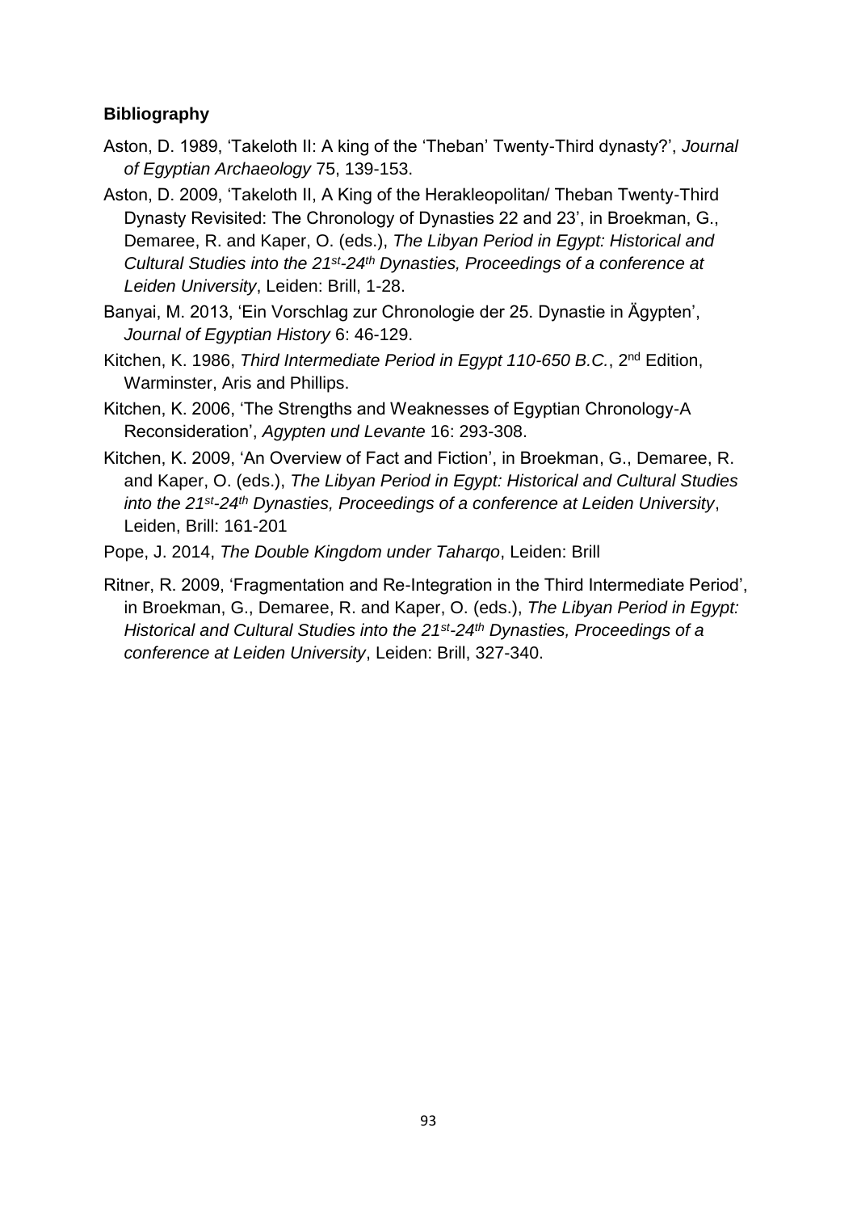**Bibliography**

Aston, D. 1989, 'Takeloth II: A king of the 'Theban' Twenty-Third dynasty?', *Journal of Egyptian Archaeology* 75, 139-153.

Aston, D. 2009, 'Takeloth II, A King of the Herakleopolitan/ Theban Twenty-Third Dynasty Revisited: The Chronology of Dynasties 22 and 23', in Broekman, G., Demaree, R. and Kaper, O. (eds.), *The Libyan Period in Egypt: Historical and Cultural Studies into the 21st-24th Dynasties, Proceedings of a conference at Leiden University*, Leiden: Brill, 1-28.

Banyai, M. 2013, 'Ein Vorschlag zur Chronologie der 25. Dynastie in Ägypten', *Journal of Egyptian History* 6: 46-129.

Kitchen, K. 1986, *Third Intermediate Period in Egypt 110-650 B.C.*, 2nd Edition, Warminster, Aris and Phillips.

Kitchen, K. 2006, 'The Strengths and Weaknesses of Egyptian Chronology-A Reconsideration', *Agypten und Levante* 16: 293-308.

Kitchen, K. 2009, 'An Overview of Fact and Fiction', in Broekman, G., Demaree, R. and Kaper, O. (eds.), *The Libyan Period in Egypt: Historical and Cultural Studies into the 21st-24th Dynasties, Proceedings of a conference at Leiden University*, Leiden, Brill: 161-201

Pope, J. 2014, *The Double Kingdom under Taharqo*, Leiden: Brill

Ritner, R. 2009, 'Fragmentation and Re-Integration in the Third Intermediate Period', in Broekman, G., Demaree, R. and Kaper, O. (eds.), *The Libyan Period in Egypt: Historical and Cultural Studies into the 21st-24th Dynasties, Proceedings of a conference at Leiden University*, Leiden: Brill, 327-340.